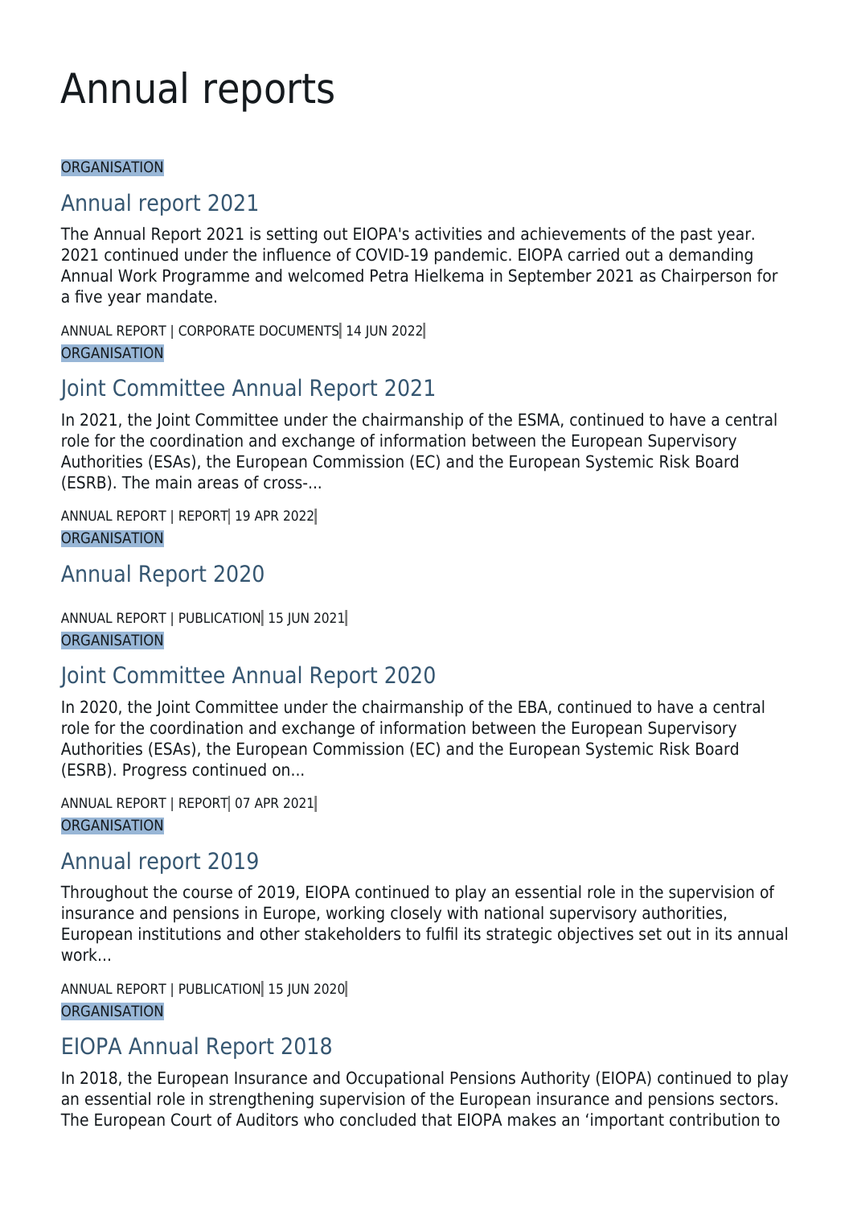# Annual reports

ORGANISATION

## Annual report 2021

The Annual Report 2021 is setting out EIOPA's activities and achievements of the past year. 2021 continued under the influence of COVID-19 pandemic. EIOPA carried out a demanding Annual Work Programme and welcomed Petra Hielkema in September 2021 as Chairperson for a five year mandate.

ANNUAL REPORT | CORPORATE DOCUMENTS| 14 JUN 2022|

ORGANISATION

## Joint Committee Annual Report 2021

In 2021, the Joint Committee under the chairmanship of the ESMA, continued to have a central role for the coordination and exchange of information between the European Supervisory Authorities (ESAs), the European Commission (EC) and the European Systemic Risk Board (ESRB). The main areas of cross-...

ANNUAL REPORT | REPORT| 19 APR 2022|

ORGANISATION

## Annual Report 2020

ANNUAL REPORT | PUBLICATION| 15 JUN 2021|

ORGANISATION

## Joint Committee Annual Report 2020

In 2020, the Joint Committee under the chairmanship of the EBA, continued to have a central role for the coordination and exchange of information between the European Supervisory Authorities (ESAs), the European Commission (EC) and the European Systemic Risk Board (ESRB). Progress continued on...

ANNUAL REPORT | REPORT| 07 APR 2021|

ORGANISATION

## Annual report 2019

Throughout the course of 2019, EIOPA continued to play an essential role in the supervision of insurance and pensions in Europe, working closely with national supervisory authorities, European institutions and other stakeholders to fulfil its strategic objectives set out in its annual work...

ANNUAL REPORT | PUBLICATION| 15 JUN 2020|

ORGANISATION

## EIOPA Annual Report 2018

In 2018, the European Insurance and Occupational Pensions Authority (EIOPA) continued to play an essential role in strengthening supervision of the European insurance and pensions sectors. The European Court of Auditors who concluded that EIOPA makes an 'important contribution to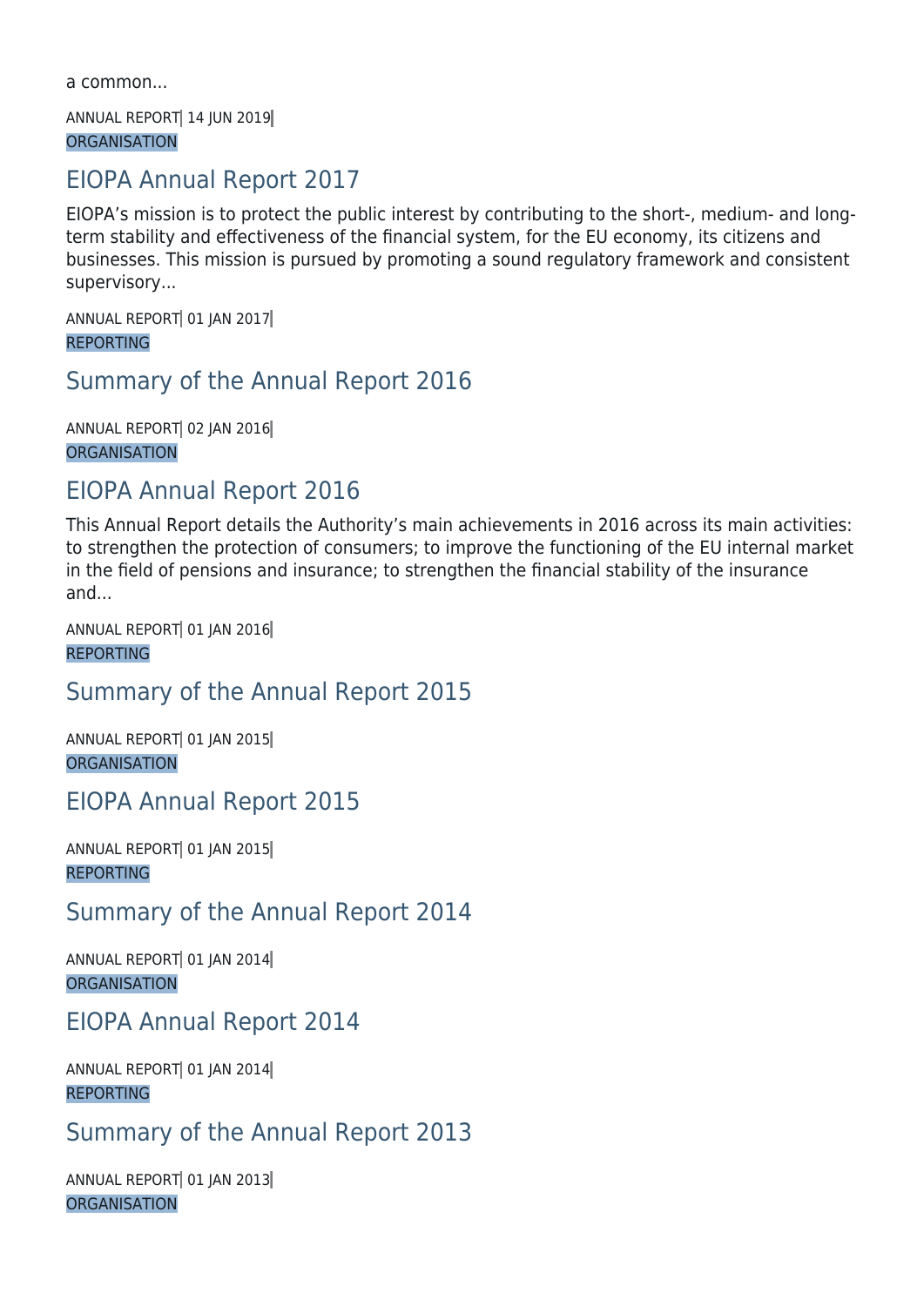a common...

ANNUAL REPORT| 14 JUN 2019|
ORGANISATION

## EIOPA Annual Report 2017

EIOPA's mission is to protect the public interest by contributing to the short-, medium- and long-term stability and effectiveness of the financial system, for the EU economy, its citizens and businesses. This mission is pursued by promoting a sound regulatory framework and consistent supervisory...

ANNUAL REPORT| 01 JAN 2017|
REPORTING

## Summary of the Annual Report 2016

ANNUAL REPORT| 02 JAN 2016|
ORGANISATION

## EIOPA Annual Report 2016

This Annual Report details the Authority's main achievements in 2016 across its main activities: to strengthen the protection of consumers; to improve the functioning of the EU internal market in the field of pensions and insurance; to strengthen the financial stability of the insurance and...

ANNUAL REPORT| 01 JAN 2016|
REPORTING

## Summary of the Annual Report 2015

ANNUAL REPORT| 01 JAN 2015|
ORGANISATION

## EIOPA Annual Report 2015

ANNUAL REPORT| 01 JAN 2015|
REPORTING

## Summary of the Annual Report 2014

ANNUAL REPORT| 01 JAN 2014|
ORGANISATION

## EIOPA Annual Report 2014

ANNUAL REPORT| 01 JAN 2014|
REPORTING

## Summary of the Annual Report 2013

ANNUAL REPORT| 01 JAN 2013|
ORGANISATION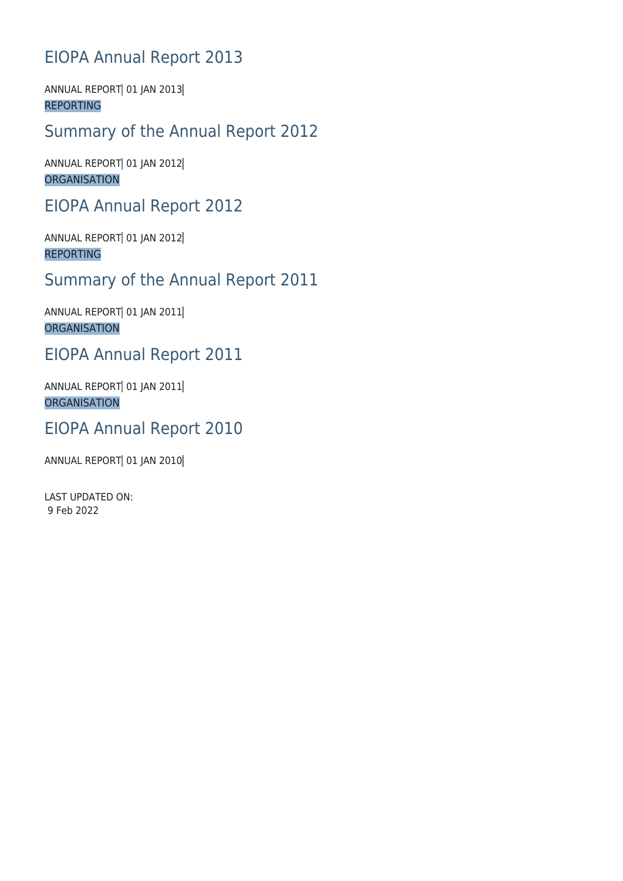## EIOPA Annual Report 2013

ANNUAL REPORT| 01 JAN 2013|
REPORTING

## Summary of the Annual Report 2012

ANNUAL REPORT| 01 JAN 2012|
ORGANISATION

## EIOPA Annual Report 2012

ANNUAL REPORT| 01 JAN 2012|
REPORTING

## Summary of the Annual Report 2011

ANNUAL REPORT| 01 JAN 2011|
ORGANISATION

## EIOPA Annual Report 2011

ANNUAL REPORT| 01 JAN 2011|
ORGANISATION

## EIOPA Annual Report 2010

ANNUAL REPORT| 01 JAN 2010|

LAST UPDATED ON:
9 Feb 2022